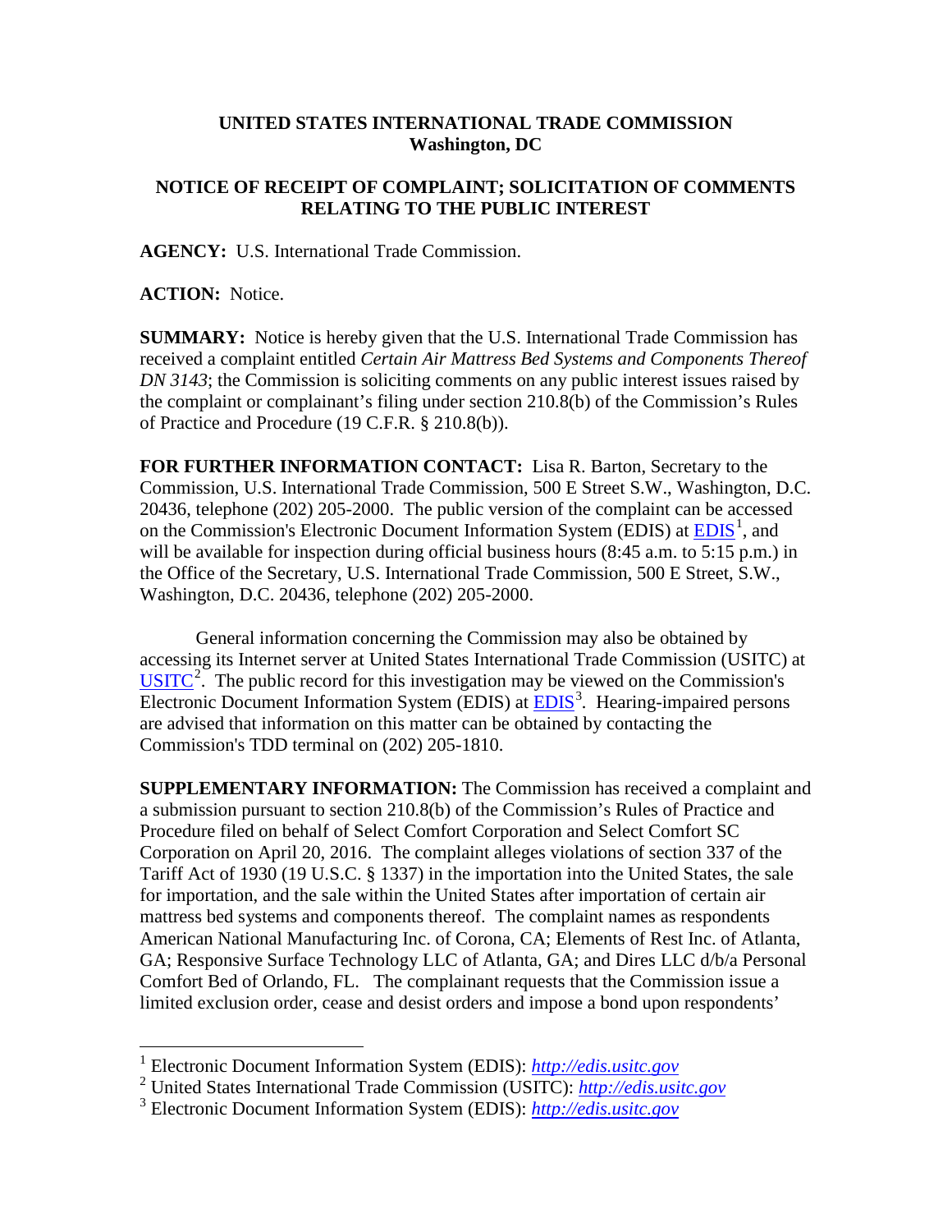**UNITED STATES INTERNATIONAL TRADE COMMISSION**
**Washington, DC**

**NOTICE OF RECEIPT OF COMPLAINT; SOLICITATION OF COMMENTS RELATING TO THE PUBLIC INTEREST**

**AGENCY:** U.S. International Trade Commission.

**ACTION:** Notice.

**SUMMARY:** Notice is hereby given that the U.S. International Trade Commission has received a complaint entitled *Certain Air Mattress Bed Systems and Components Thereof DN 3143*; the Commission is soliciting comments on any public interest issues raised by the complaint or complainant's filing under section 210.8(b) of the Commission's Rules of Practice and Procedure (19 C.F.R. § 210.8(b)).

**FOR FURTHER INFORMATION CONTACT:** Lisa R. Barton, Secretary to the Commission, U.S. International Trade Commission, 500 E Street S.W., Washington, D.C. 20436, telephone (202) 205-2000. The public version of the complaint can be accessed on the Commission's Electronic Document Information System (EDIS) at EDIS[1], and will be available for inspection during official business hours (8:45 a.m. to 5:15 p.m.) in the Office of the Secretary, U.S. International Trade Commission, 500 E Street, S.W., Washington, D.C. 20436, telephone (202) 205-2000.

General information concerning the Commission may also be obtained by accessing its Internet server at United States International Trade Commission (USITC) at USITC[2]. The public record for this investigation may be viewed on the Commission's Electronic Document Information System (EDIS) at EDIS[3]. Hearing-impaired persons are advised that information on this matter can be obtained by contacting the Commission's TDD terminal on (202) 205-1810.

**SUPPLEMENTARY INFORMATION:** The Commission has received a complaint and a submission pursuant to section 210.8(b) of the Commission's Rules of Practice and Procedure filed on behalf of Select Comfort Corporation and Select Comfort SC Corporation on April 20, 2016. The complaint alleges violations of section 337 of the Tariff Act of 1930 (19 U.S.C. § 1337) in the importation into the United States, the sale for importation, and the sale within the United States after importation of certain air mattress bed systems and components thereof. The complaint names as respondents American National Manufacturing Inc. of Corona, CA; Elements of Rest Inc. of Atlanta, GA; Responsive Surface Technology LLC of Atlanta, GA; and Dires LLC d/b/a Personal Comfort Bed of Orlando, FL. The complainant requests that the Commission issue a limited exclusion order, cease and desist orders and impose a bond upon respondents'

---

[1] Electronic Document Information System (EDIS): *http://edis.usitc.gov*

[2] United States International Trade Commission (USITC): *http://edis.usitc.gov*

[3] Electronic Document Information System (EDIS): *http://edis.usitc.gov*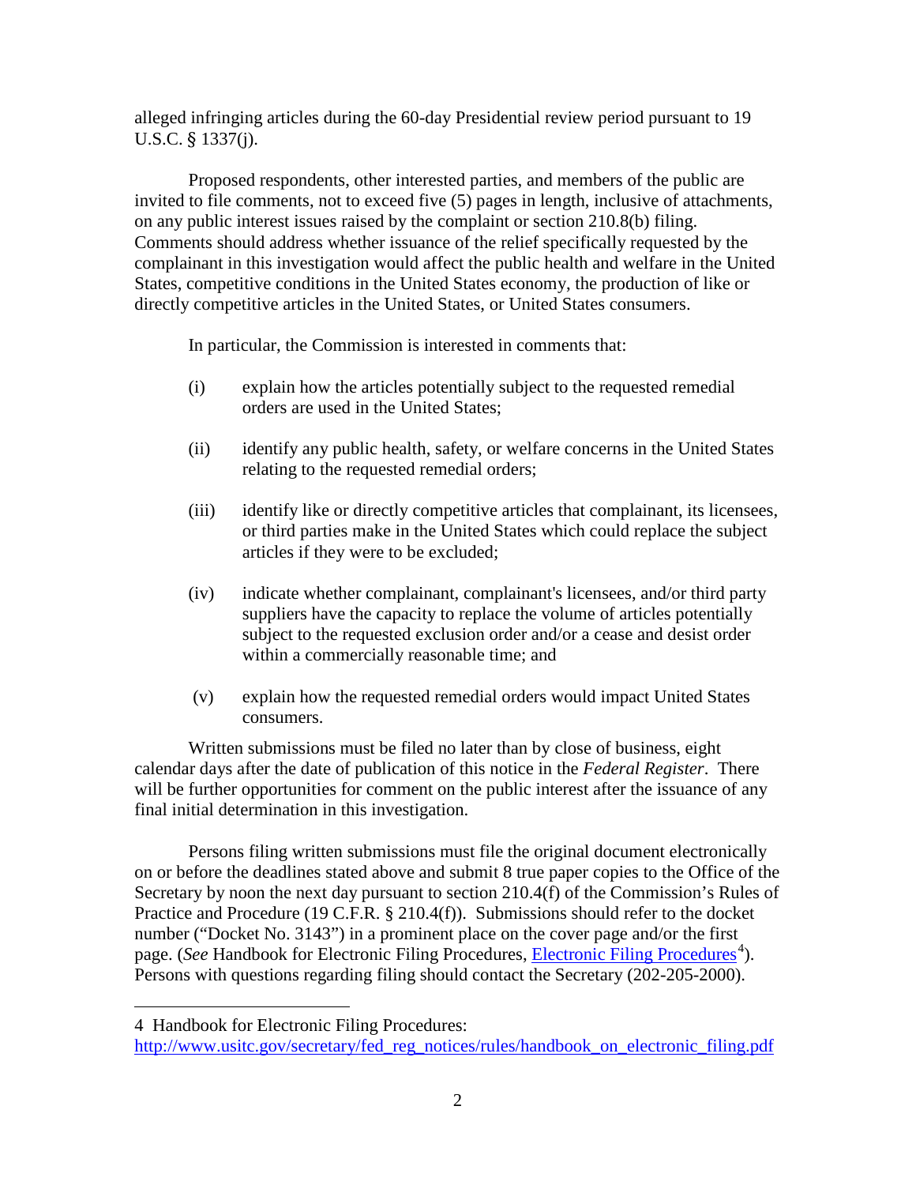alleged infringing articles during the 60-day Presidential review period pursuant to 19 U.S.C. § 1337(j).

Proposed respondents, other interested parties, and members of the public are invited to file comments, not to exceed five (5) pages in length, inclusive of attachments, on any public interest issues raised by the complaint or section 210.8(b) filing. Comments should address whether issuance of the relief specifically requested by the complainant in this investigation would affect the public health and welfare in the United States, competitive conditions in the United States economy, the production of like or directly competitive articles in the United States, or United States consumers.

In particular, the Commission is interested in comments that:

(i) explain how the articles potentially subject to the requested remedial orders are used in the United States;

(ii) identify any public health, safety, or welfare concerns in the United States relating to the requested remedial orders;

(iii) identify like or directly competitive articles that complainant, its licensees, or third parties make in the United States which could replace the subject articles if they were to be excluded;

(iv) indicate whether complainant, complainant's licensees, and/or third party suppliers have the capacity to replace the volume of articles potentially subject to the requested exclusion order and/or a cease and desist order within a commercially reasonable time; and

(v) explain how the requested remedial orders would impact United States consumers.

Written submissions must be filed no later than by close of business, eight calendar days after the date of publication of this notice in the *Federal Register*. There will be further opportunities for comment on the public interest after the issuance of any final initial determination in this investigation.

Persons filing written submissions must file the original document electronically on or before the deadlines stated above and submit 8 true paper copies to the Office of the Secretary by noon the next day pursuant to section 210.4(f) of the Commission's Rules of Practice and Procedure (19 C.F.R. § 210.4(f)). Submissions should refer to the docket number ("Docket No. 3143") in a prominent place on the cover page and/or the first page. (*See* Handbook for Electronic Filing Procedures, [Electronic Filing Procedures](http://www.usitc.gov/secretary/fed_reg_notices/rules/handbook_on_electronic_filing.pdf)[4]). Persons with questions regarding filing should contact the Secretary (202-205-2000).

---

4 Handbook for Electronic Filing Procedures: http://www.usitc.gov/secretary/fed_reg_notices/rules/handbook_on_electronic_filing.pdf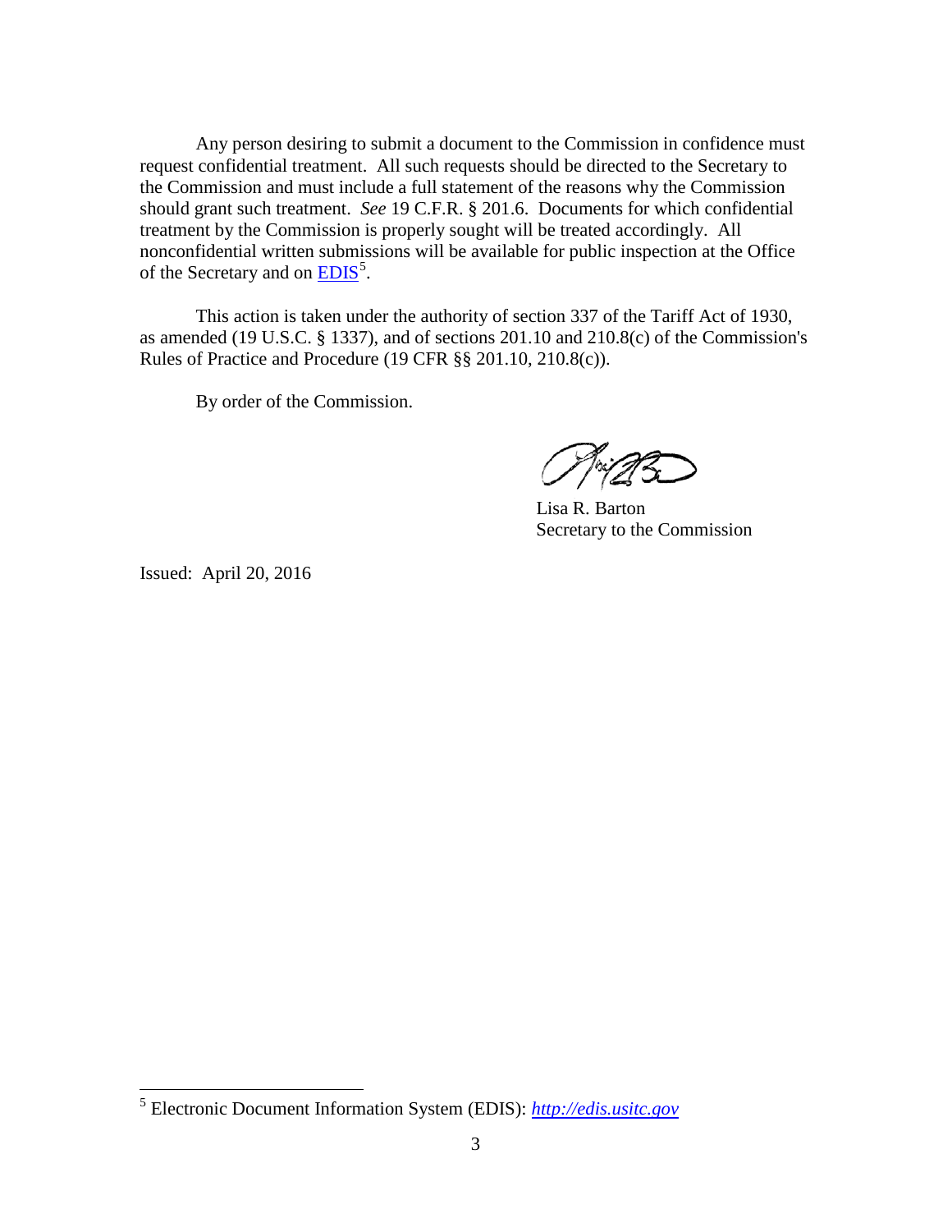Any person desiring to submit a document to the Commission in confidence must request confidential treatment. All such requests should be directed to the Secretary to the Commission and must include a full statement of the reasons why the Commission should grant such treatment. *See* 19 C.F.R. § 201.6. Documents for which confidential treatment by the Commission is properly sought will be treated accordingly. All nonconfidential written submissions will be available for public inspection at the Office of the Secretary and on [EDIS](http://edis.usitc.gov)[5].

This action is taken under the authority of section 337 of the Tariff Act of 1930, as amended (19 U.S.C. § 1337), and of sections 201.10 and 210.8(c) of the Commission's Rules of Practice and Procedure (19 CFR §§ 201.10, 210.8(c)).

By order of the Commission.

Lisa R. Barton
Secretary to the Commission

Issued: April 20, 2016

---

[5] Electronic Document Information System (EDIS): *http://edis.usitc.gov*